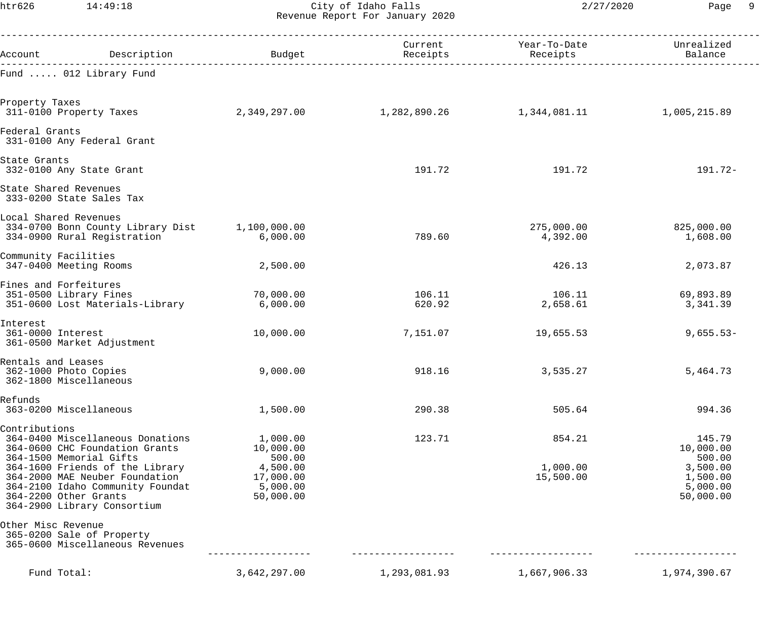# City of Idaho Falls

## Revenue Report For January 2020

| Account | Description | Budget | Current Receipts | Year-To-Date Receipts | Unrealized Balance |
|---|---|---|---|---|---|
| **Fund ..... 012 Library Fund** | | | | | |
| **Property Taxes** | | | | | |
| 311-0100 | Property Taxes | 2,349,297.00 | 1,282,890.26 | 1,344,081.11 | 1,005,215.89 |
| **Federal Grants** | | | | | |
| 331-0100 | Any Federal Grant | | | | |
| **State Grants** | | | | | |
| 332-0100 | Any State Grant | | 191.72 | 191.72 | 191.72- |
| **State Shared Revenues** | | | | | |
| 333-0200 | State Sales Tax | | | | |
| **Local Shared Revenues** | | | | | |
| 334-0700 | Bonn County Library Dist | 1,100,000.00 | | 275,000.00 | 825,000.00 |
| 334-0900 | Rural Registration | 6,000.00 | 789.60 | 4,392.00 | 1,608.00 |
| **Community Facilities** | | | | | |
| 347-0400 | Meeting Rooms | 2,500.00 | | 426.13 | 2,073.87 |
| **Fines and Forfeitures** | | | | | |
| 351-0500 | Library Fines | 70,000.00 | 106.11 | 106.11 | 69,893.89 |
| 351-0600 | Lost Materials-Library | 6,000.00 | 620.92 | 2,658.61 | 3,341.39 |
| **Interest** | | | | | |
| 361-0000 | Interest | 10,000.00 | 7,151.07 | 19,655.53 | 9,655.53- |
| 361-0500 | Market Adjustment | | | | |
| **Rentals and Leases** | | | | | |
| 362-1000 | Photo Copies | 9,000.00 | 918.16 | 3,535.27 | 5,464.73 |
| 362-1800 | Miscellaneous | | | | |
| **Refunds** | | | | | |
| 363-0200 | Miscellaneous | 1,500.00 | 290.38 | 505.64 | 994.36 |
| **Contributions** | | | | | |
| 364-0400 | Miscellaneous Donations | 1,000.00 | 123.71 | 854.21 | 145.79 |
| 364-0600 | CHC Foundation Grants | 10,000.00 | | | 10,000.00 |
| 364-1500 | Memorial Gifts | 500.00 | | | 500.00 |
| 364-1600 | Friends of the Library | 4,500.00 | | 1,000.00 | 3,500.00 |
| 364-2000 | MAE Neuber Foundation | 17,000.00 | | 15,500.00 | 1,500.00 |
| 364-2100 | Idaho Community Foundat | 5,000.00 | | | 5,000.00 |
| 364-2200 | Other Grants | 50,000.00 | | | 50,000.00 |
| 364-2900 | Library Consortium | | | | |
| **Other Misc Revenue** | | | | | |
| 365-0200 | Sale of Property | | | | |
| 365-0600 | Miscellaneous Revenues | | | | |
| **Fund Total:** | | 3,642,297.00 | 1,293,081.93 | 1,667,906.33 | 1,974,390.67 |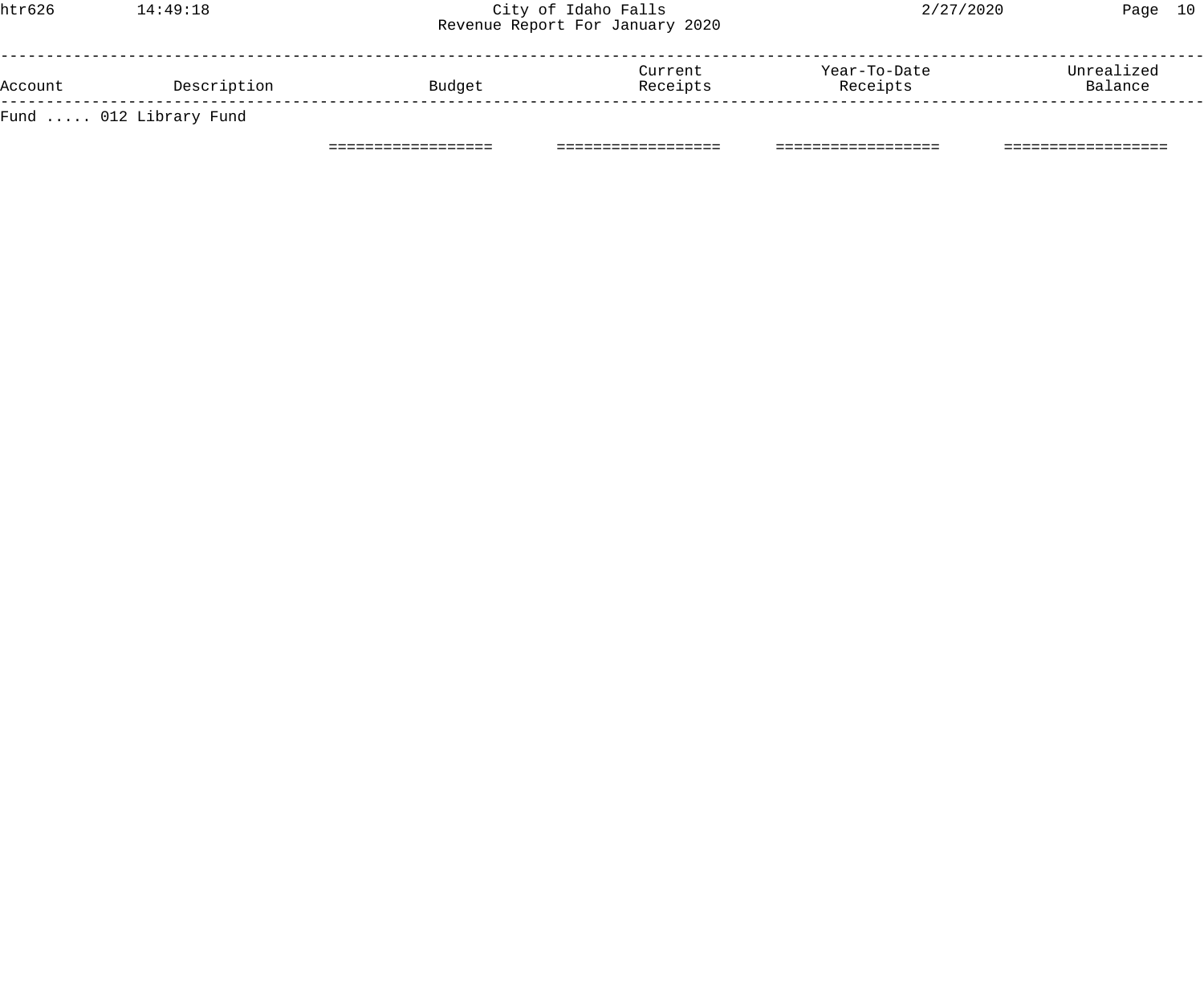| Account | Description | Budget | Current Receipts | Year-To-Date Receipts | Unrealized Balance |
|---|---|---|---|---|---|
| Fund ..... 012 Library Fund | | | | | |
| | | ================== | ================== | ================== | ================== |